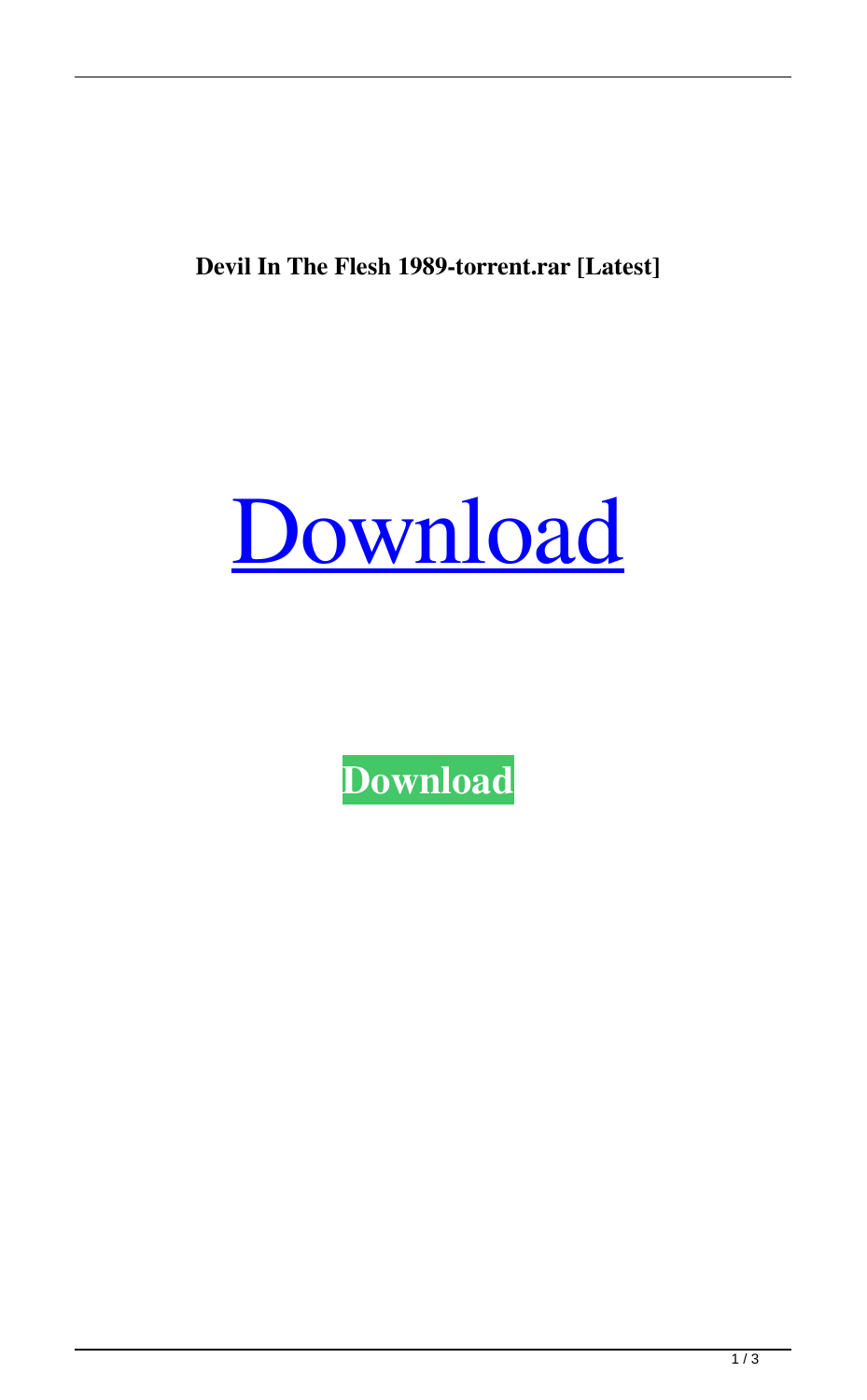**Devil In The Flesh 1989-torrent.rar [Latest]**

# Download

**Download**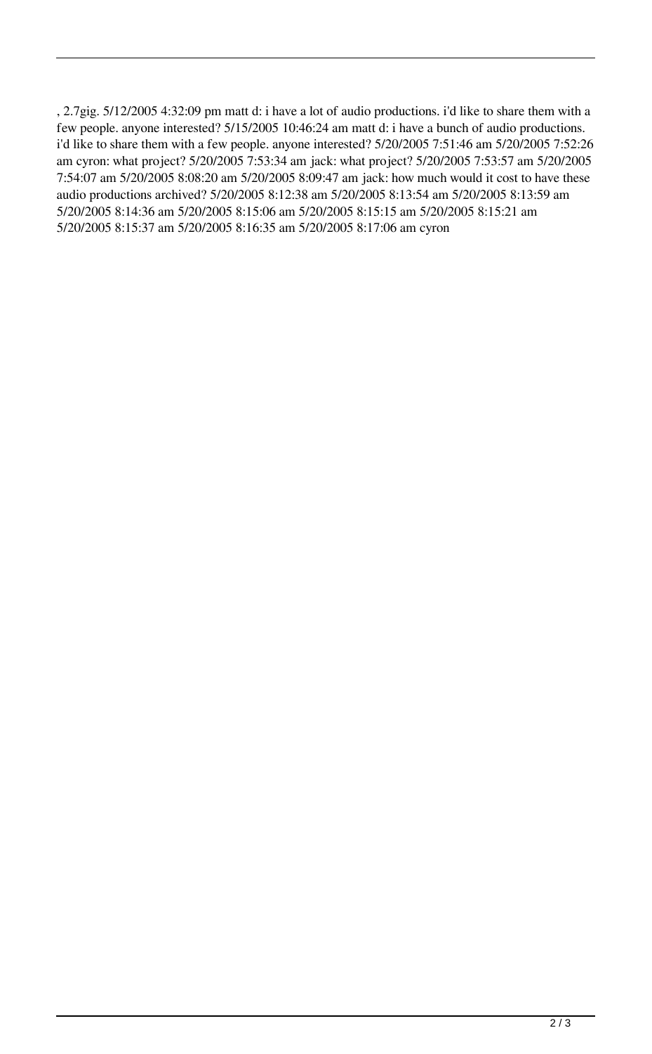, 2.7gig. 5/12/2005 4:32:09 pm matt d: i have a lot of audio productions. i'd like to share them with a few people. anyone interested? 5/15/2005 10:46:24 am matt d: i have a bunch of audio productions. i'd like to share them with a few people. anyone interested? 5/20/2005 7:51:46 am 5/20/2005 7:52:26 am cyron: what project? 5/20/2005 7:53:34 am jack: what project? 5/20/2005 7:53:57 am 5/20/2005 7:54:07 am 5/20/2005 8:08:20 am 5/20/2005 8:09:47 am jack: how much would it cost to have these audio productions archived? 5/20/2005 8:12:38 am 5/20/2005 8:13:54 am 5/20/2005 8:13:59 am 5/20/2005 8:14:36 am 5/20/2005 8:15:06 am 5/20/2005 8:15:15 am 5/20/2005 8:15:21 am 5/20/2005 8:15:37 am 5/20/2005 8:16:35 am 5/20/2005 8:17:06 am cyron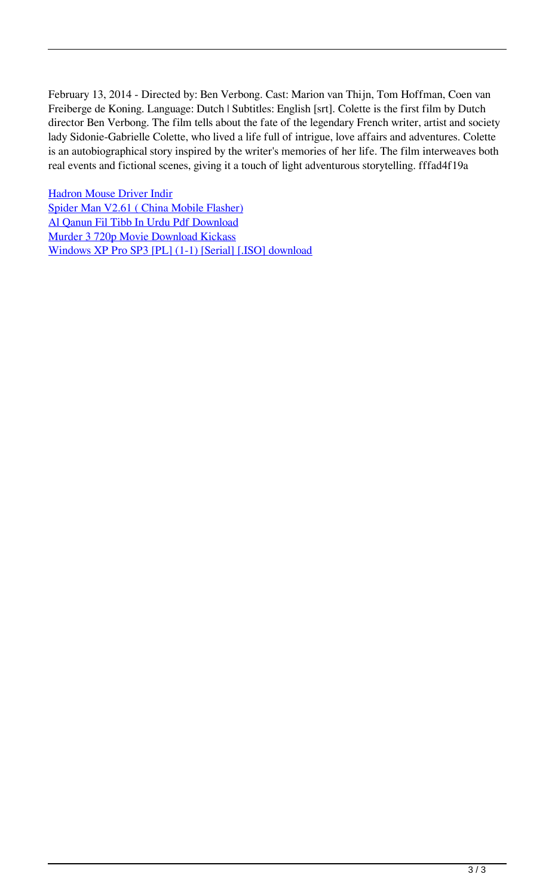February 13, 2014 - Directed by: Ben Verbong. Cast: Marion van Thijn, Tom Hoffman, Coen van Freiberge de Koning. Language: Dutch | Subtitles: English [srt]. Colette is the first film by Dutch director Ben Verbong. The film tells about the fate of the legendary French writer, artist and society lady Sidonie-Gabrielle Colette, who lived a life full of intrigue, love affairs and adventures. Colette is an autobiographical story inspired by the writer's memories of her life. The film interweaves both real events and fictional scenes, giving it a touch of light adventurous storytelling. fffad4f19a

Hadron Mouse Driver Indir
Spider Man V2.61 ( China Mobile Flasher)
Al Qanun Fil Tibb In Urdu Pdf Download
Murder 3 720p Movie Download Kickass
Windows XP Pro SP3 [PL] (1-1) [Serial] [.ISO] download